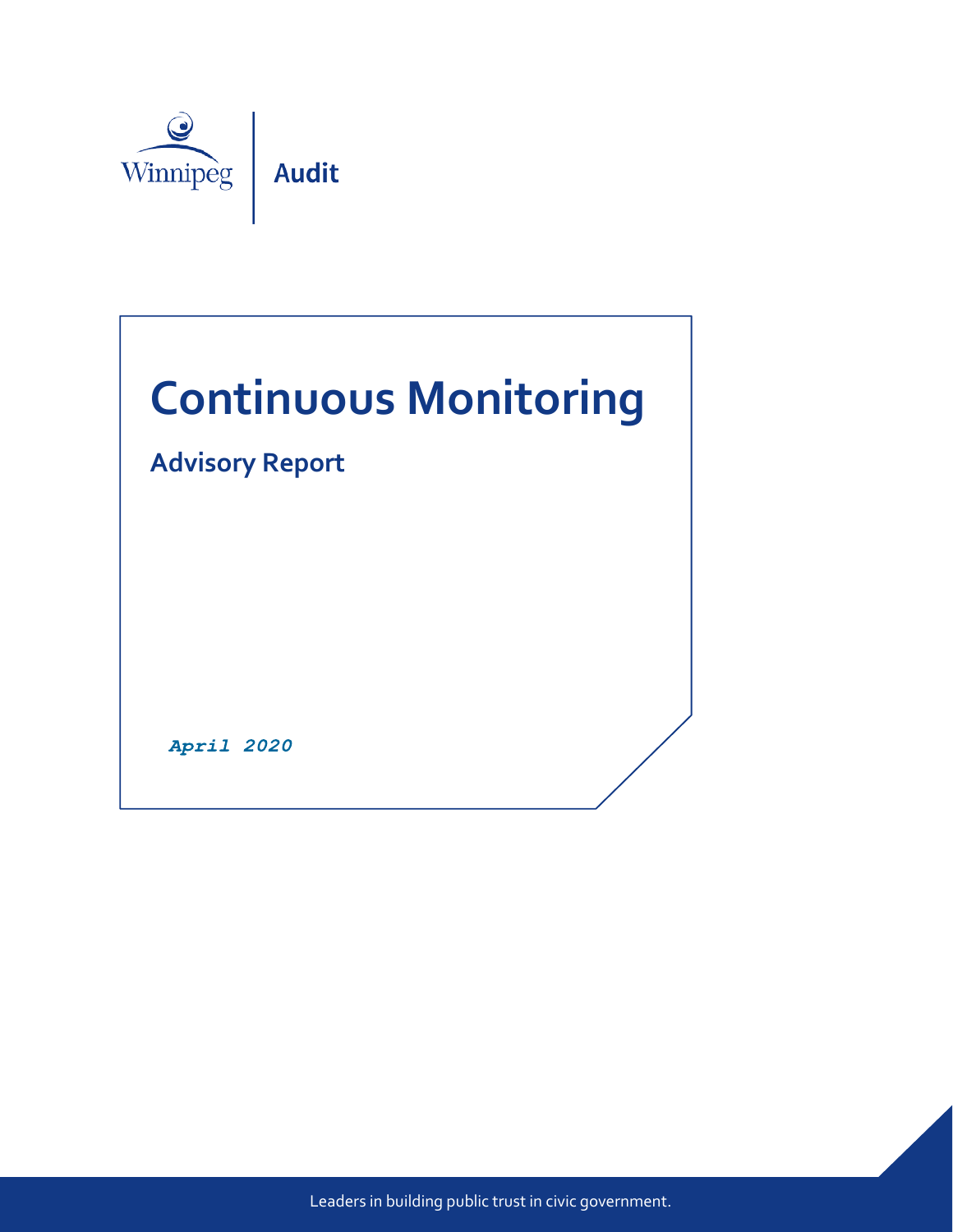Winnipeg | **Audit**

# Continuous Monitoring

## Advisory Report

***April 2020***

Leaders in building public trust in civic government.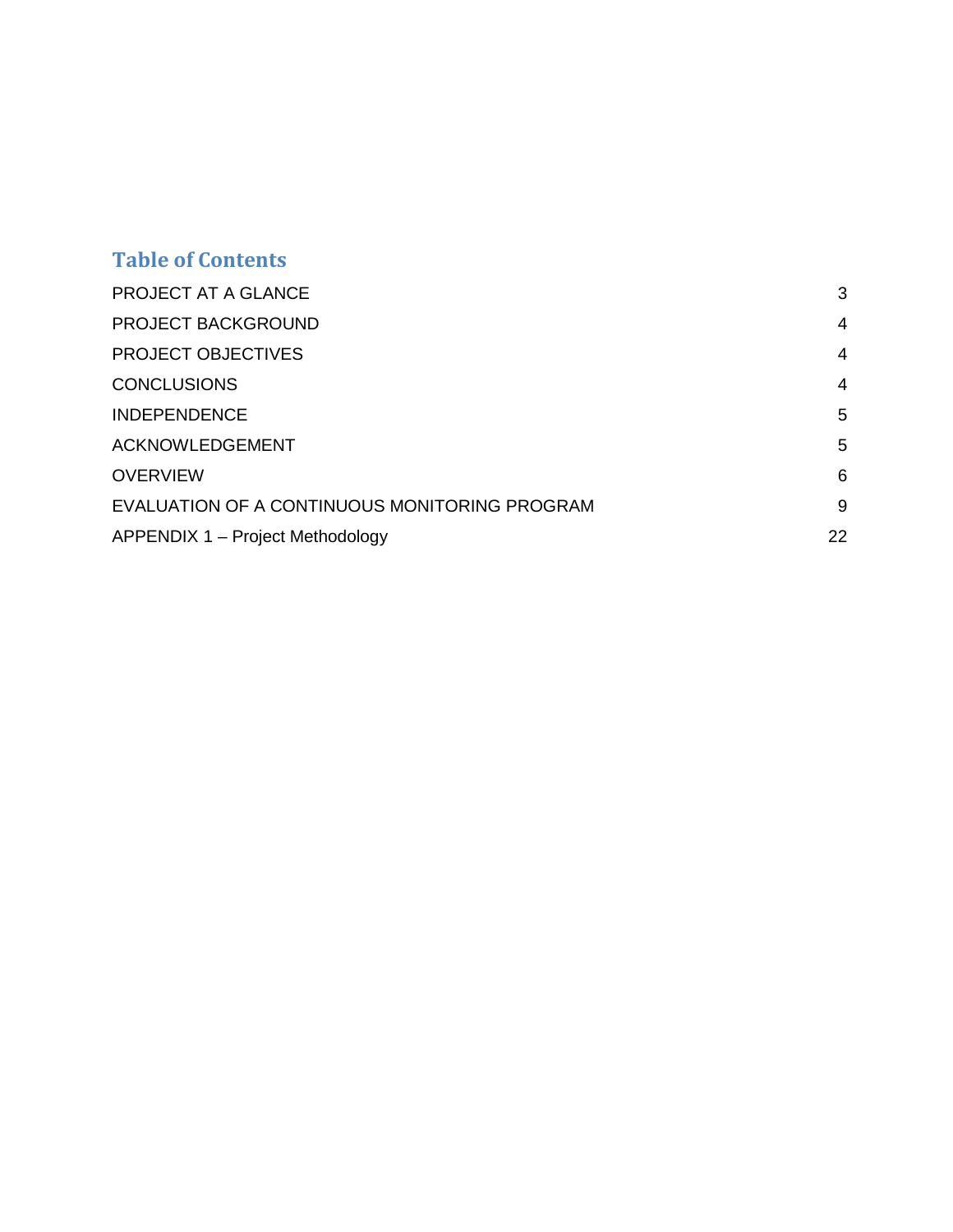# Table of Contents

| | |
|---|---|
| PROJECT AT A GLANCE | 3 |
| PROJECT BACKGROUND | 4 |
| PROJECT OBJECTIVES | 4 |
| CONCLUSIONS | 4 |
| INDEPENDENCE | 5 |
| ACKNOWLEDGEMENT | 5 |
| OVERVIEW | 6 |
| EVALUATION OF A CONTINUOUS MONITORING PROGRAM | 9 |
| APPENDIX 1 – Project Methodology | 22 |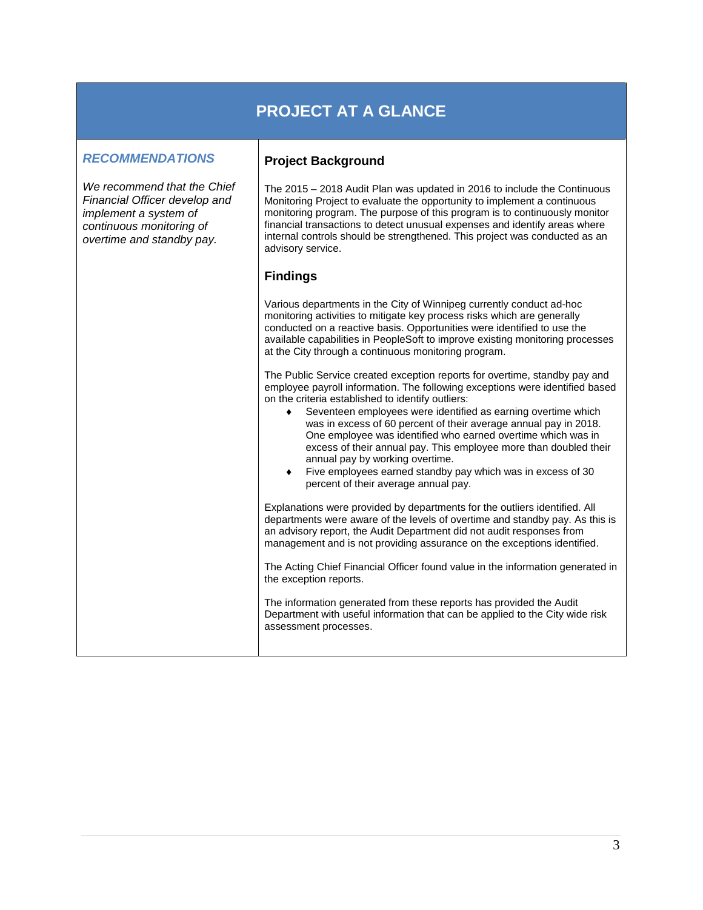# PROJECT AT A GLANCE

### *RECOMMENDATIONS*

*We recommend that the Chief Financial Officer develop and implement a system of continuous monitoring of overtime and standby pay.*

## Project Background

The 2015 – 2018 Audit Plan was updated in 2016 to include the Continuous Monitoring Project to evaluate the opportunity to implement a continuous monitoring program. The purpose of this program is to continuously monitor financial transactions to detect unusual expenses and identify areas where internal controls should be strengthened. This project was conducted as an advisory service.

## Findings

Various departments in the City of Winnipeg currently conduct ad-hoc monitoring activities to mitigate key process risks which are generally conducted on a reactive basis. Opportunities were identified to use the available capabilities in PeopleSoft to improve existing monitoring processes at the City through a continuous monitoring program.

The Public Service created exception reports for overtime, standby pay and employee payroll information. The following exceptions were identified based on the criteria established to identify outliers:

- Seventeen employees were identified as earning overtime which was in excess of 60 percent of their average annual pay in 2018. One employee was identified who earned overtime which was in excess of their annual pay. This employee more than doubled their annual pay by working overtime.
- Five employees earned standby pay which was in excess of 30 percent of their average annual pay.

Explanations were provided by departments for the outliers identified. All departments were aware of the levels of overtime and standby pay. As this is an advisory report, the Audit Department did not audit responses from management and is not providing assurance on the exceptions identified.

The Acting Chief Financial Officer found value in the information generated in the exception reports.

The information generated from these reports has provided the Audit Department with useful information that can be applied to the City wide risk assessment processes.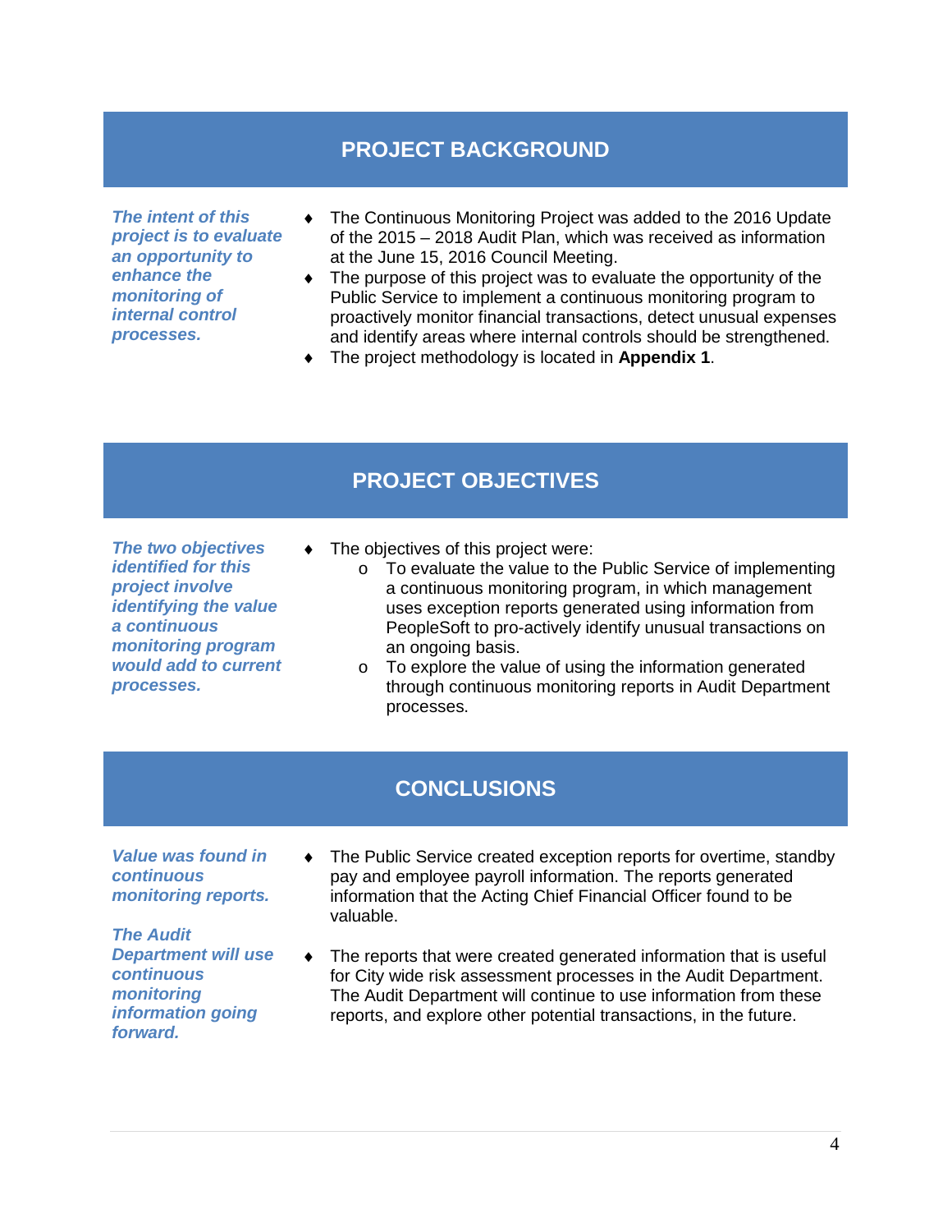## PROJECT BACKGROUND

***The intent of this project is to evaluate an opportunity to enhance the monitoring of internal control processes.***

- The Continuous Monitoring Project was added to the 2016 Update of the 2015 – 2018 Audit Plan, which was received as information at the June 15, 2016 Council Meeting.
- The purpose of this project was to evaluate the opportunity of the Public Service to implement a continuous monitoring program to proactively monitor financial transactions, detect unusual expenses and identify areas where internal controls should be strengthened.
- The project methodology is located in **Appendix 1**.

## PROJECT OBJECTIVES

***The two objectives identified for this project involve identifying the value a continuous monitoring program would add to current processes.***

- The objectives of this project were:
  - To evaluate the value to the Public Service of implementing a continuous monitoring program, in which management uses exception reports generated using information from PeopleSoft to pro-actively identify unusual transactions on an ongoing basis.
  - To explore the value of using the information generated through continuous monitoring reports in Audit Department processes.

## CONCLUSIONS

***Value was found in continuous monitoring reports.***

***The Audit Department will use continuous monitoring information going forward.***

- The Public Service created exception reports for overtime, standby pay and employee payroll information. The reports generated information that the Acting Chief Financial Officer found to be valuable.

- The reports that were created generated information that is useful for City wide risk assessment processes in the Audit Department. The Audit Department will continue to use information from these reports, and explore other potential transactions, in the future.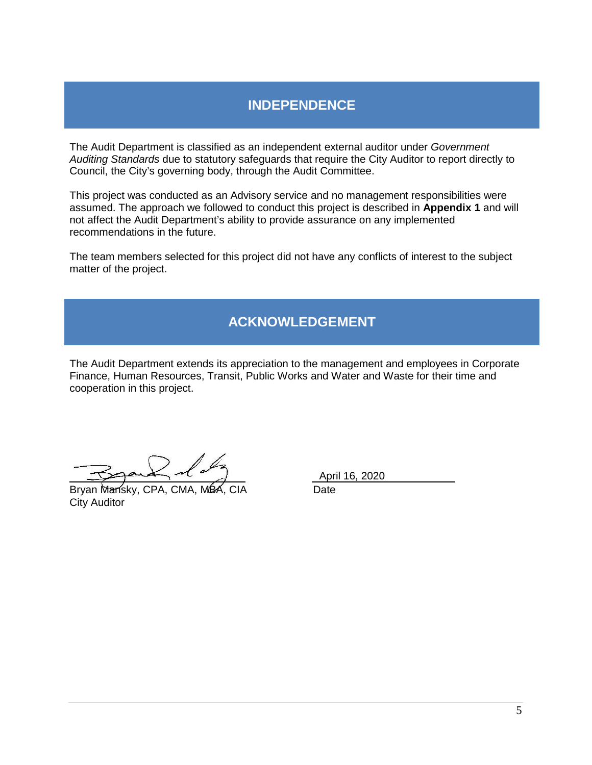## INDEPENDENCE

The Audit Department is classified as an independent external auditor under *Government Auditing Standards* due to statutory safeguards that require the City Auditor to report directly to Council, the City's governing body, through the Audit Committee.

This project was conducted as an Advisory service and no management responsibilities were assumed. The approach we followed to conduct this project is described in **Appendix 1** and will not affect the Audit Department's ability to provide assurance on any implemented recommendations in the future.

The team members selected for this project did not have any conflicts of interest to the subject matter of the project.

## ACKNOWLEDGEMENT

The Audit Department extends its appreciation to the management and employees in Corporate Finance, Human Resources, Transit, Public Works and Water and Waste for their time and cooperation in this project.

Bryan Mansky, CPA, CMA, MBA, CIA
City Auditor

April 16, 2020
Date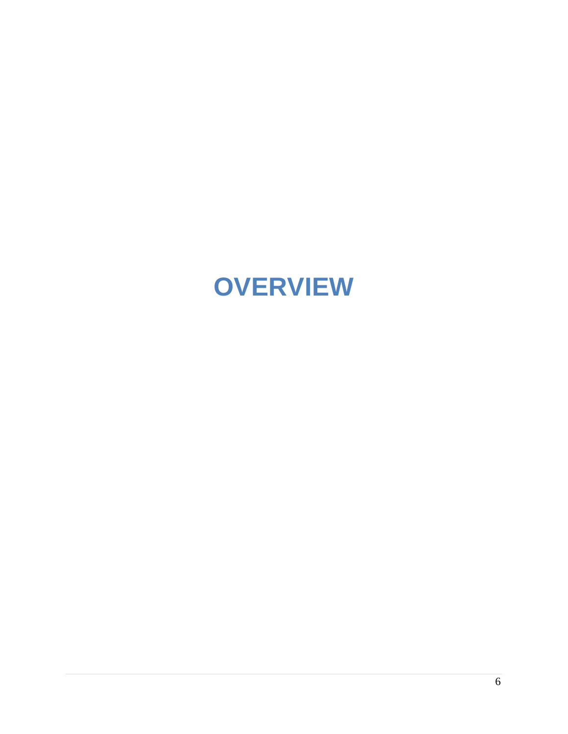# OVERVIEW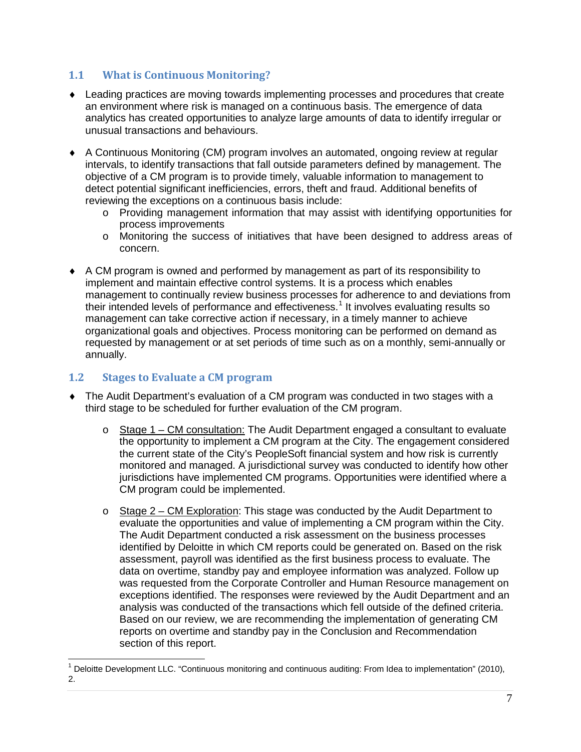## 1.1 What is Continuous Monitoring?

- Leading practices are moving towards implementing processes and procedures that create an environment where risk is managed on a continuous basis. The emergence of data analytics has created opportunities to analyze large amounts of data to identify irregular or unusual transactions and behaviours.

- A Continuous Monitoring (CM) program involves an automated, ongoing review at regular intervals, to identify transactions that fall outside parameters defined by management. The objective of a CM program is to provide timely, valuable information to management to detect potential significant inefficiencies, errors, theft and fraud. Additional benefits of reviewing the exceptions on a continuous basis include:
  - Providing management information that may assist with identifying opportunities for process improvements
  - Monitoring the success of initiatives that have been designed to address areas of concern.

- A CM program is owned and performed by management as part of its responsibility to implement and maintain effective control systems. It is a process which enables management to continually review business processes for adherence to and deviations from their intended levels of performance and effectiveness.[1] It involves evaluating results so management can take corrective action if necessary, in a timely manner to achieve organizational goals and objectives. Process monitoring can be performed on demand as requested by management or at set periods of time such as on a monthly, semi-annually or annually.

## 1.2 Stages to Evaluate a CM program

- The Audit Department's evaluation of a CM program was conducted in two stages with a third stage to be scheduled for further evaluation of the CM program.

  - Stage 1 – CM consultation: The Audit Department engaged a consultant to evaluate the opportunity to implement a CM program at the City. The engagement considered the current state of the City's PeopleSoft financial system and how risk is currently monitored and managed. A jurisdictional survey was conducted to identify how other jurisdictions have implemented CM programs. Opportunities were identified where a CM program could be implemented.

  - Stage 2 – CM Exploration: This stage was conducted by the Audit Department to evaluate the opportunities and value of implementing a CM program within the City. The Audit Department conducted a risk assessment on the business processes identified by Deloitte in which CM reports could be generated on. Based on the risk assessment, payroll was identified as the first business process to evaluate. The data on overtime, standby pay and employee information was analyzed. Follow up was requested from the Corporate Controller and Human Resource management on exceptions identified. The responses were reviewed by the Audit Department and an analysis was conducted of the transactions which fell outside of the defined criteria. Based on our review, we are recommending the implementation of generating CM reports on overtime and standby pay in the Conclusion and Recommendation section of this report.

---

[1] Deloitte Development LLC. "Continuous monitoring and continuous auditing: From Idea to implementation" (2010), 2.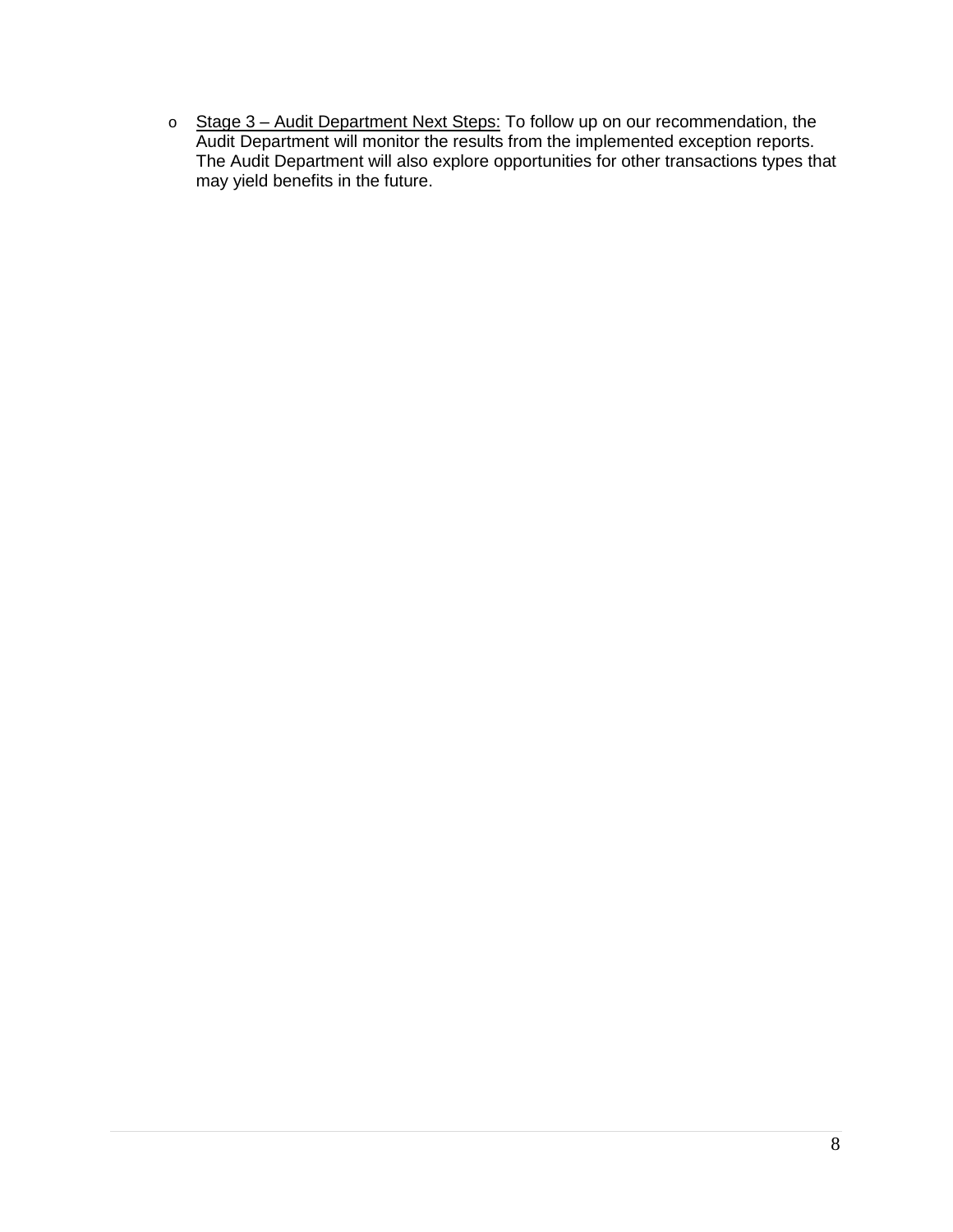- <u>Stage 3 – Audit Department Next Steps:</u> To follow up on our recommendation, the Audit Department will monitor the results from the implemented exception reports. The Audit Department will also explore opportunities for other transactions types that may yield benefits in the future.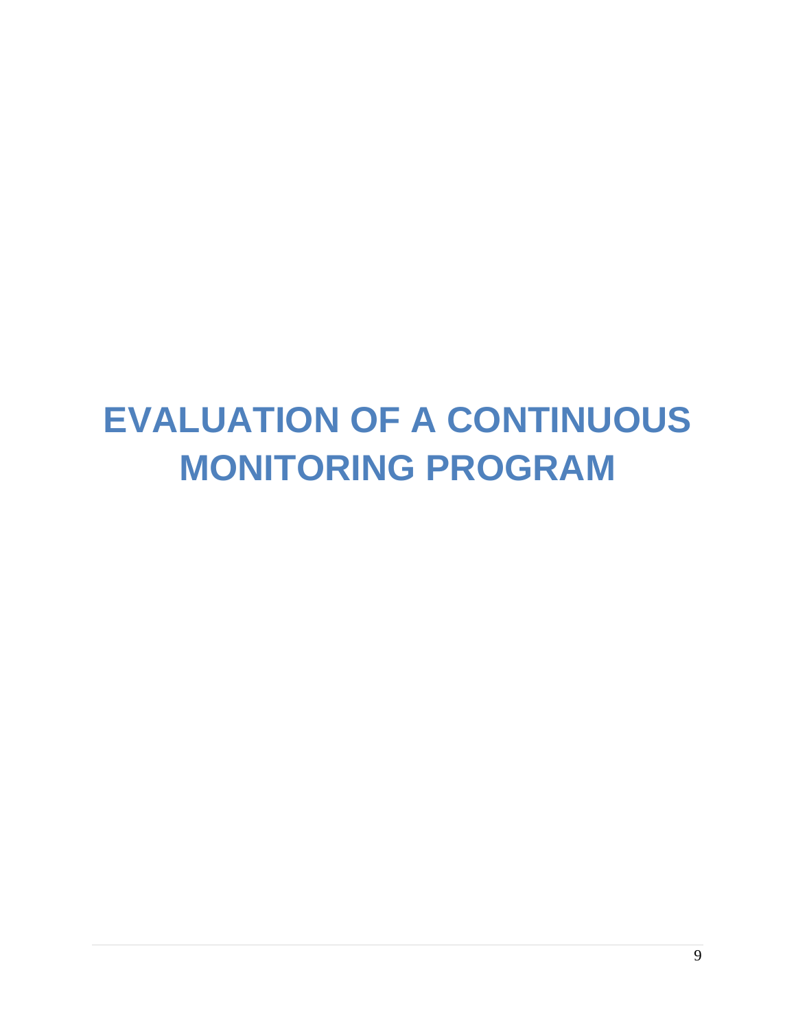# EVALUATION OF A CONTINUOUS MONITORING PROGRAM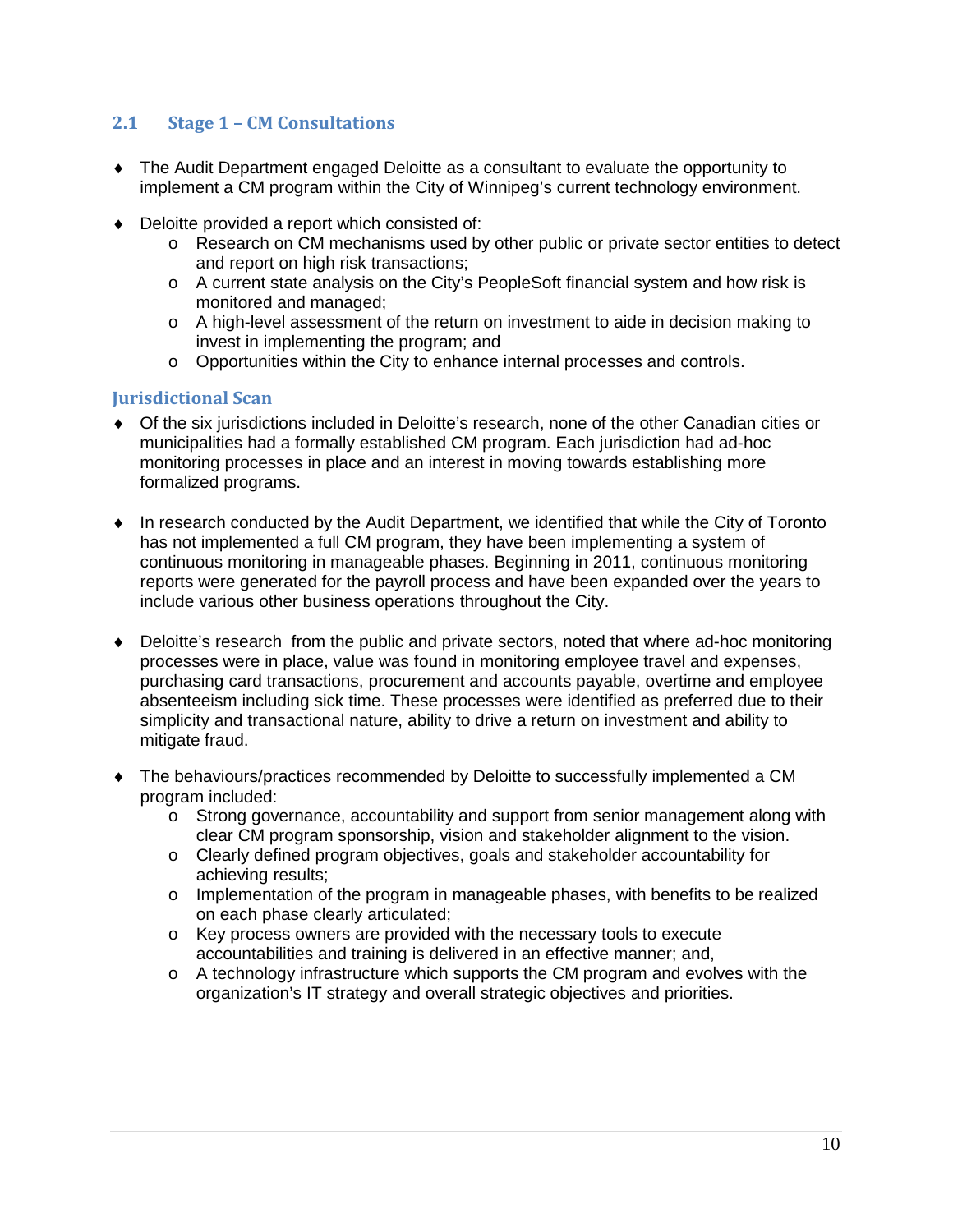## 2.1 Stage 1 – CM Consultations

- The Audit Department engaged Deloitte as a consultant to evaluate the opportunity to implement a CM program within the City of Winnipeg's current technology environment.

- Deloitte provided a report which consisted of:
  - Research on CM mechanisms used by other public or private sector entities to detect and report on high risk transactions;
  - A current state analysis on the City's PeopleSoft financial system and how risk is monitored and managed;
  - A high-level assessment of the return on investment to aide in decision making to invest in implementing the program; and
  - Opportunities within the City to enhance internal processes and controls.

### Jurisdictional Scan

- Of the six jurisdictions included in Deloitte's research, none of the other Canadian cities or municipalities had a formally established CM program. Each jurisdiction had ad-hoc monitoring processes in place and an interest in moving towards establishing more formalized programs.

- In research conducted by the Audit Department, we identified that while the City of Toronto has not implemented a full CM program, they have been implementing a system of continuous monitoring in manageable phases. Beginning in 2011, continuous monitoring reports were generated for the payroll process and have been expanded over the years to include various other business operations throughout the City.

- Deloitte's research from the public and private sectors, noted that where ad-hoc monitoring processes were in place, value was found in monitoring employee travel and expenses, purchasing card transactions, procurement and accounts payable, overtime and employee absenteeism including sick time. These processes were identified as preferred due to their simplicity and transactional nature, ability to drive a return on investment and ability to mitigate fraud.

- The behaviours/practices recommended by Deloitte to successfully implemented a CM program included:
  - Strong governance, accountability and support from senior management along with clear CM program sponsorship, vision and stakeholder alignment to the vision.
  - Clearly defined program objectives, goals and stakeholder accountability for achieving results;
  - Implementation of the program in manageable phases, with benefits to be realized on each phase clearly articulated;
  - Key process owners are provided with the necessary tools to execute accountabilities and training is delivered in an effective manner; and,
  - A technology infrastructure which supports the CM program and evolves with the organization's IT strategy and overall strategic objectives and priorities.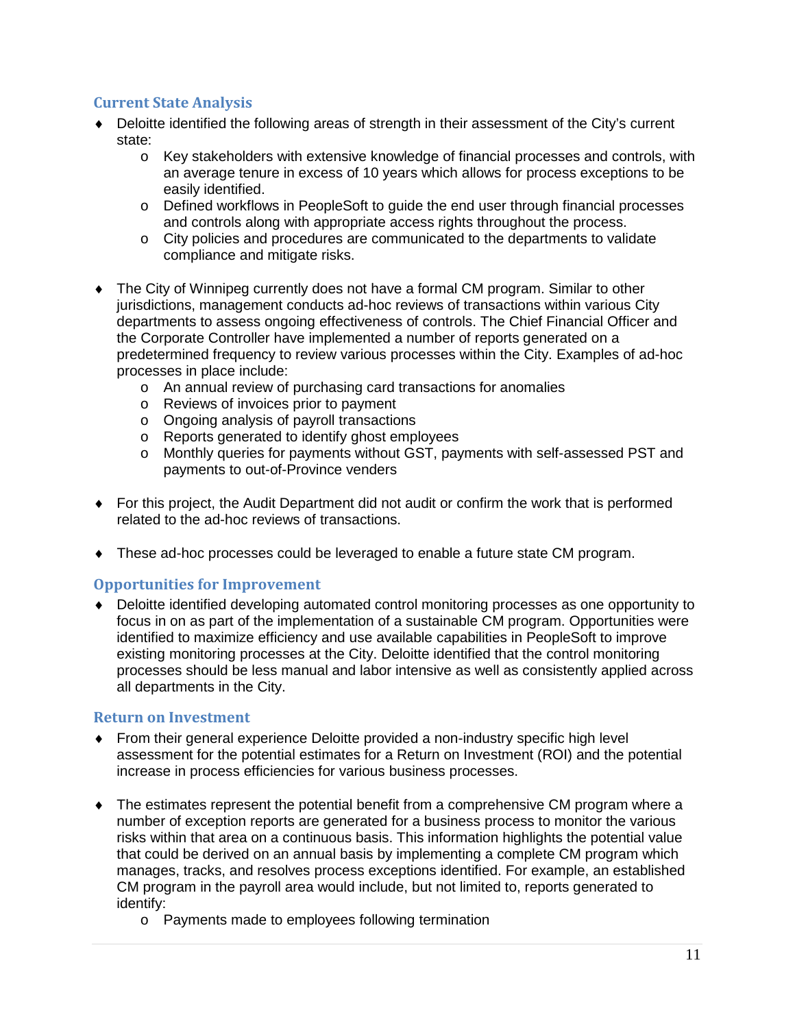## Current State Analysis

- Deloitte identified the following areas of strength in their assessment of the City's current state:
  - Key stakeholders with extensive knowledge of financial processes and controls, with an average tenure in excess of 10 years which allows for process exceptions to be easily identified.
  - Defined workflows in PeopleSoft to guide the end user through financial processes and controls along with appropriate access rights throughout the process.
  - City policies and procedures are communicated to the departments to validate compliance and mitigate risks.

- The City of Winnipeg currently does not have a formal CM program. Similar to other jurisdictions, management conducts ad-hoc reviews of transactions within various City departments to assess ongoing effectiveness of controls. The Chief Financial Officer and the Corporate Controller have implemented a number of reports generated on a predetermined frequency to review various processes within the City. Examples of ad-hoc processes in place include:
  - An annual review of purchasing card transactions for anomalies
  - Reviews of invoices prior to payment
  - Ongoing analysis of payroll transactions
  - Reports generated to identify ghost employees
  - Monthly queries for payments without GST, payments with self-assessed PST and payments to out-of-Province venders

- For this project, the Audit Department did not audit or confirm the work that is performed related to the ad-hoc reviews of transactions.

- These ad-hoc processes could be leveraged to enable a future state CM program.

## Opportunities for Improvement

- Deloitte identified developing automated control monitoring processes as one opportunity to focus in on as part of the implementation of a sustainable CM program. Opportunities were identified to maximize efficiency and use available capabilities in PeopleSoft to improve existing monitoring processes at the City. Deloitte identified that the control monitoring processes should be less manual and labor intensive as well as consistently applied across all departments in the City.

## Return on Investment

- From their general experience Deloitte provided a non-industry specific high level assessment for the potential estimates for a Return on Investment (ROI) and the potential increase in process efficiencies for various business processes.

- The estimates represent the potential benefit from a comprehensive CM program where a number of exception reports are generated for a business process to monitor the various risks within that area on a continuous basis. This information highlights the potential value that could be derived on an annual basis by implementing a complete CM program which manages, tracks, and resolves process exceptions identified. For example, an established CM program in the payroll area would include, but not limited to, reports generated to identify:
  - Payments made to employees following termination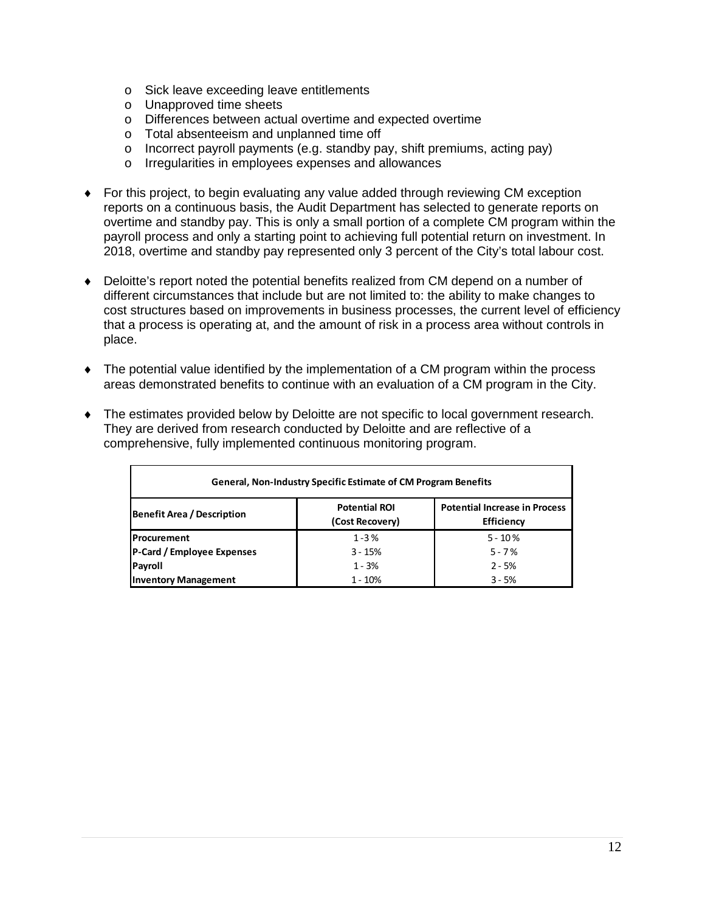- Sick leave exceeding leave entitlements
  - Unapproved time sheets
  - Differences between actual overtime and expected overtime
  - Total absenteeism and unplanned time off
  - Incorrect payroll payments (e.g. standby pay, shift premiums, acting pay)
  - Irregularities in employees expenses and allowances

- For this project, to begin evaluating any value added through reviewing CM exception reports on a continuous basis, the Audit Department has selected to generate reports on overtime and standby pay. This is only a small portion of a complete CM program within the payroll process and only a starting point to achieving full potential return on investment. In 2018, overtime and standby pay represented only 3 percent of the City's total labour cost.

- Deloitte's report noted the potential benefits realized from CM depend on a number of different circumstances that include but are not limited to: the ability to make changes to cost structures based on improvements in business processes, the current level of efficiency that a process is operating at, and the amount of risk in a process area without controls in place.

- The potential value identified by the implementation of a CM program within the process areas demonstrated benefits to continue with an evaluation of a CM program in the City.

- The estimates provided below by Deloitte are not specific to local government research. They are derived from research conducted by Deloitte and are reflective of a comprehensive, fully implemented continuous monitoring program.

| General, Non-Industry Specific Estimate of CM Program Benefits | | |
|---|---|---|
| **Benefit Area / Description** | **Potential ROI (Cost Recovery)** | **Potential Increase in Process Efficiency** |
| **Procurement** | 1 - 3 % | 5 - 10 % |
| **P-Card / Employee Expenses** | 3 - 15% | 5 - 7 % |
| **Payroll** | 1 - 3% | 2 - 5% |
| **Inventory Management** | 1 - 10% | 3 - 5% |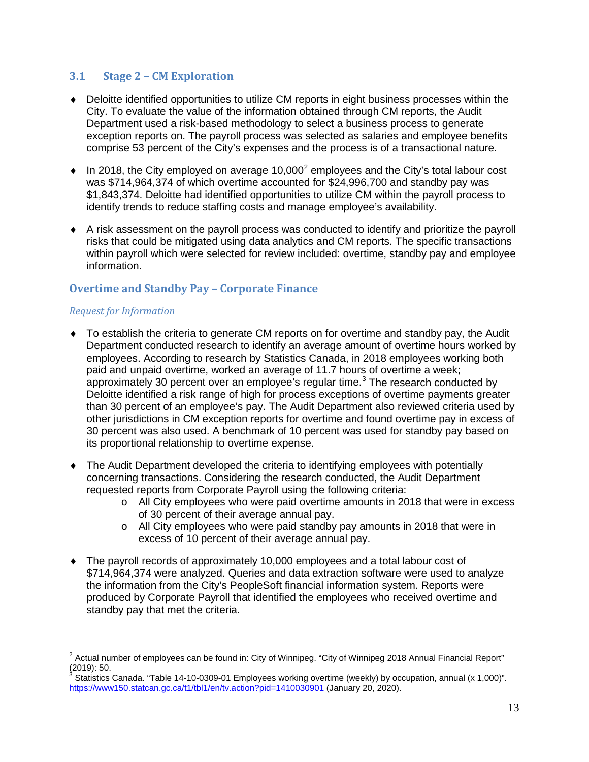## 3.1 Stage 2 – CM Exploration

- Deloitte identified opportunities to utilize CM reports in eight business processes within the City. To evaluate the value of the information obtained through CM reports, the Audit Department used a risk-based methodology to select a business process to generate exception reports on. The payroll process was selected as salaries and employee benefits comprise 53 percent of the City's expenses and the process is of a transactional nature.

- In 2018, the City employed on average 10,000[2] employees and the City's total labour cost was $714,964,374 of which overtime accounted for $24,996,700 and standby pay was $1,843,374. Deloitte had identified opportunities to utilize CM within the payroll process to identify trends to reduce staffing costs and manage employee's availability.

- A risk assessment on the payroll process was conducted to identify and prioritize the payroll risks that could be mitigated using data analytics and CM reports. The specific transactions within payroll which were selected for review included: overtime, standby pay and employee information.

### Overtime and Standby Pay – Corporate Finance

*Request for Information*

- To establish the criteria to generate CM reports on for overtime and standby pay, the Audit Department conducted research to identify an average amount of overtime hours worked by employees. According to research by Statistics Canada, in 2018 employees working both paid and unpaid overtime, worked an average of 11.7 hours of overtime a week; approximately 30 percent over an employee's regular time.[3] The research conducted by Deloitte identified a risk range of high for process exceptions of overtime payments greater than 30 percent of an employee's pay. The Audit Department also reviewed criteria used by other jurisdictions in CM exception reports for overtime and found overtime pay in excess of 30 percent was also used. A benchmark of 10 percent was used for standby pay based on its proportional relationship to overtime expense.

- The Audit Department developed the criteria to identifying employees with potentially concerning transactions. Considering the research conducted, the Audit Department requested reports from Corporate Payroll using the following criteria:
  - All City employees who were paid overtime amounts in 2018 that were in excess of 30 percent of their average annual pay.
  - All City employees who were paid standby pay amounts in 2018 that were in excess of 10 percent of their average annual pay.

- The payroll records of approximately 10,000 employees and a total labour cost of $714,964,374 were analyzed. Queries and data extraction software were used to analyze the information from the City's PeopleSoft financial information system. Reports were produced by Corporate Payroll that identified the employees who received overtime and standby pay that met the criteria.

---

[2] Actual number of employees can be found in: City of Winnipeg. "City of Winnipeg 2018 Annual Financial Report" (2019): 50.

[3] Statistics Canada. "Table 14-10-0309-01 Employees working overtime (weekly) by occupation, annual (x 1,000)". https://www150.statcan.gc.ca/t1/tbl1/en/tv.action?pid=1410030901 (January 20, 2020).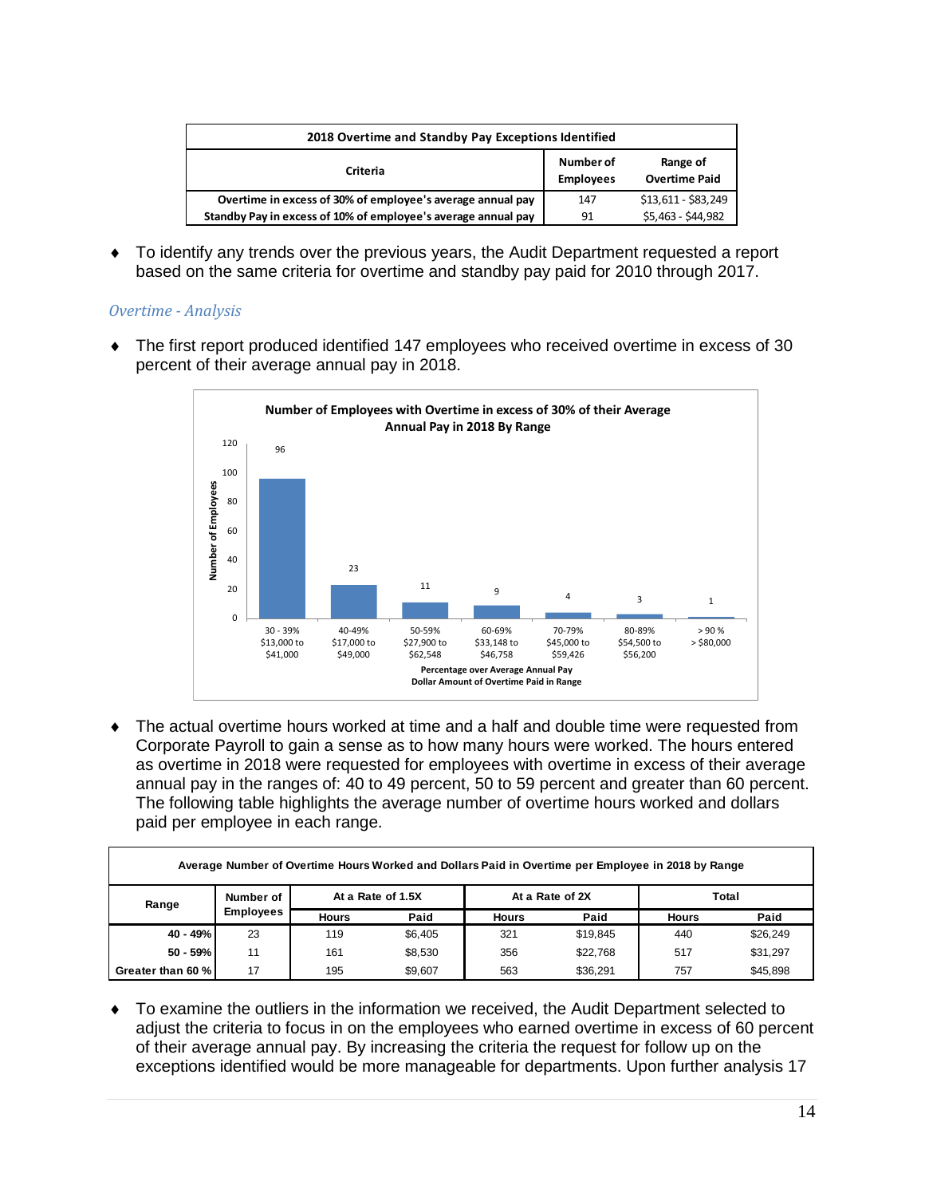| 2018 Overtime and Standby Pay Exceptions Identified | | |
|---|---|---|
| Criteria | Number of Employees | Range of Overtime Paid |
| Overtime in excess of 30% of employee's average annual pay | 147 | $13,611 - $83,249 |
| Standby Pay in excess of 10% of employee's average annual pay | 91 | $5,463 - $44,982 |

- To identify any trends over the previous years, the Audit Department requested a report based on the same criteria for overtime and standby pay paid for 2010 through 2017.

### *Overtime - Analysis*

- The first report produced identified 147 employees who received overtime in excess of 30 percent of their average annual pay in 2018.

**Number of Employees with Overtime in excess of 30% of their Average Annual Pay in 2018 By Range**

| Percentage over Average Annual Pay / Dollar Amount of Overtime Paid in Range | Number of Employees |
|---|---|
| 30 - 39% $13,000 to $41,000 | 96 |
| 40-49% $17,000 to $49,000 | 23 |
| 50-59% $27,900 to $62,548 | 11 |
| 60-69% $33,148 to $46,758 | 9 |
| 70-79% $45,000 to $59,426 | 4 |
| 80-89% $54,500 to $56,200 | 3 |
| > 90 % > $80,000 | 1 |

- The actual overtime hours worked at time and a half and double time were requested from Corporate Payroll to gain a sense as to how many hours were worked. The hours entered as overtime in 2018 were requested for employees with overtime in excess of their average annual pay in the ranges of: 40 to 49 percent, 50 to 59 percent and greater than 60 percent. The following table highlights the average number of overtime hours worked and dollars paid per employee in each range.

| Average Number of Overtime Hours Worked and Dollars Paid in Overtime per Employee in 2018 by Range | | | | | | | |
|---|---|---|---|---|---|---|---|
| Range | Number of Employees | At a Rate of 1.5X | | At a Rate of 2X | | Total | |
| | | Hours | Paid | Hours | Paid | Hours | Paid |
| 40 - 49% | 23 | 119 | $6,405 | 321 | $19,845 | 440 | $26,249 |
| 50 - 59% | 11 | 161 | $8,530 | 356 | $22,768 | 517 | $31,297 |
| Greater than 60 % | 17 | 195 | $9,607 | 563 | $36,291 | 757 | $45,898 |

- To examine the outliers in the information we received, the Audit Department selected to adjust the criteria to focus in on the employees who earned overtime in excess of 60 percent of their average annual pay. By increasing the criteria the request for follow up on the exceptions identified would be more manageable for departments. Upon further analysis 17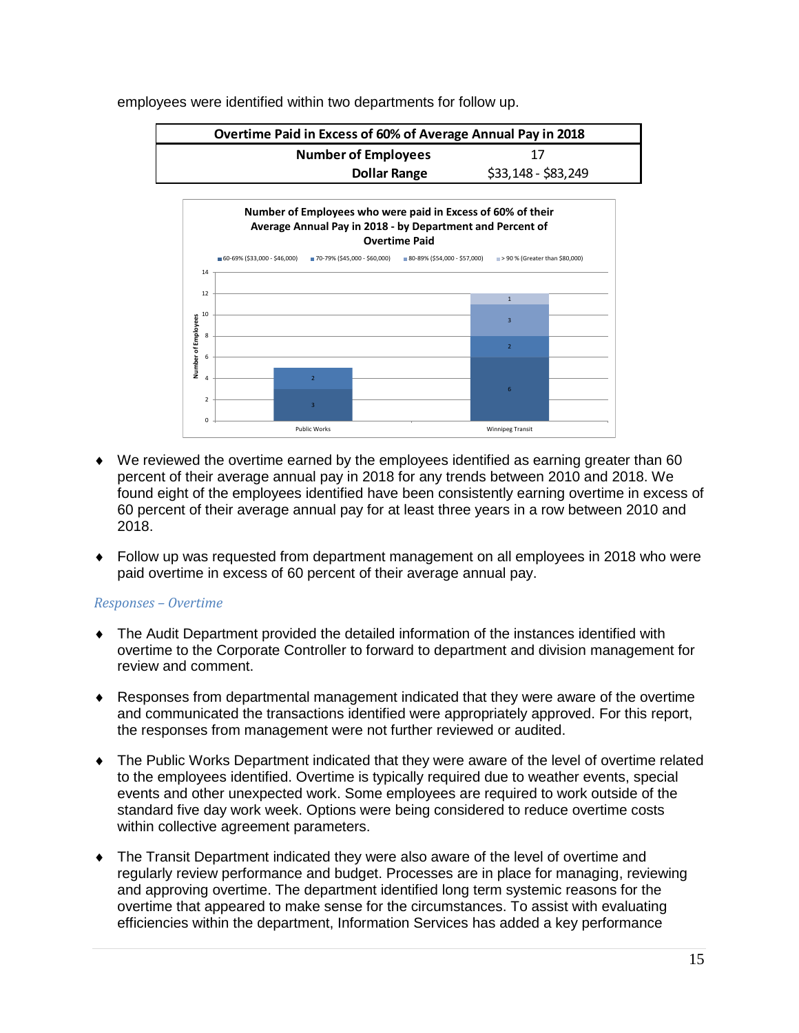employees were identified within two departments for follow up.

| Overtime Paid in Excess of 60% of Average Annual Pay in 2018 | |
|---|---|
| **Number of Employees** | 17 |
| **Dollar Range** | $33,148 - $83,249 |

**Number of Employees who were paid in Excess of 60% of their Average Annual Pay in 2018 - by Department and Percent of Overtime Paid**

| Department | 60-69% ($33,000 - $46,000) | 70-79% ($45,000 - $60,000) | 80-89% ($54,000 - $57,000) | > 90 % (Greater than $80,000) |
|---|---|---|---|---|
| Public Works | 3 | 2 | | |
| Winnipeg Transit | 6 | 2 | 3 | 1 |

- We reviewed the overtime earned by the employees identified as earning greater than 60 percent of their average annual pay in 2018 for any trends between 2010 and 2018. We found eight of the employees identified have been consistently earning overtime in excess of 60 percent of their average annual pay for at least three years in a row between 2010 and 2018.

- Follow up was requested from department management on all employees in 2018 who were paid overtime in excess of 60 percent of their average annual pay.

### *Responses – Overtime*

- The Audit Department provided the detailed information of the instances identified with overtime to the Corporate Controller to forward to department and division management for review and comment.

- Responses from departmental management indicated that they were aware of the overtime and communicated the transactions identified were appropriately approved. For this report, the responses from management were not further reviewed or audited.

- The Public Works Department indicated that they were aware of the level of overtime related to the employees identified. Overtime is typically required due to weather events, special events and other unexpected work. Some employees are required to work outside of the standard five day work week. Options were being considered to reduce overtime costs within collective agreement parameters.

- The Transit Department indicated they were also aware of the level of overtime and regularly review performance and budget. Processes are in place for managing, reviewing and approving overtime. The department identified long term systemic reasons for the overtime that appeared to make sense for the circumstances. To assist with evaluating efficiencies within the department, Information Services has added a key performance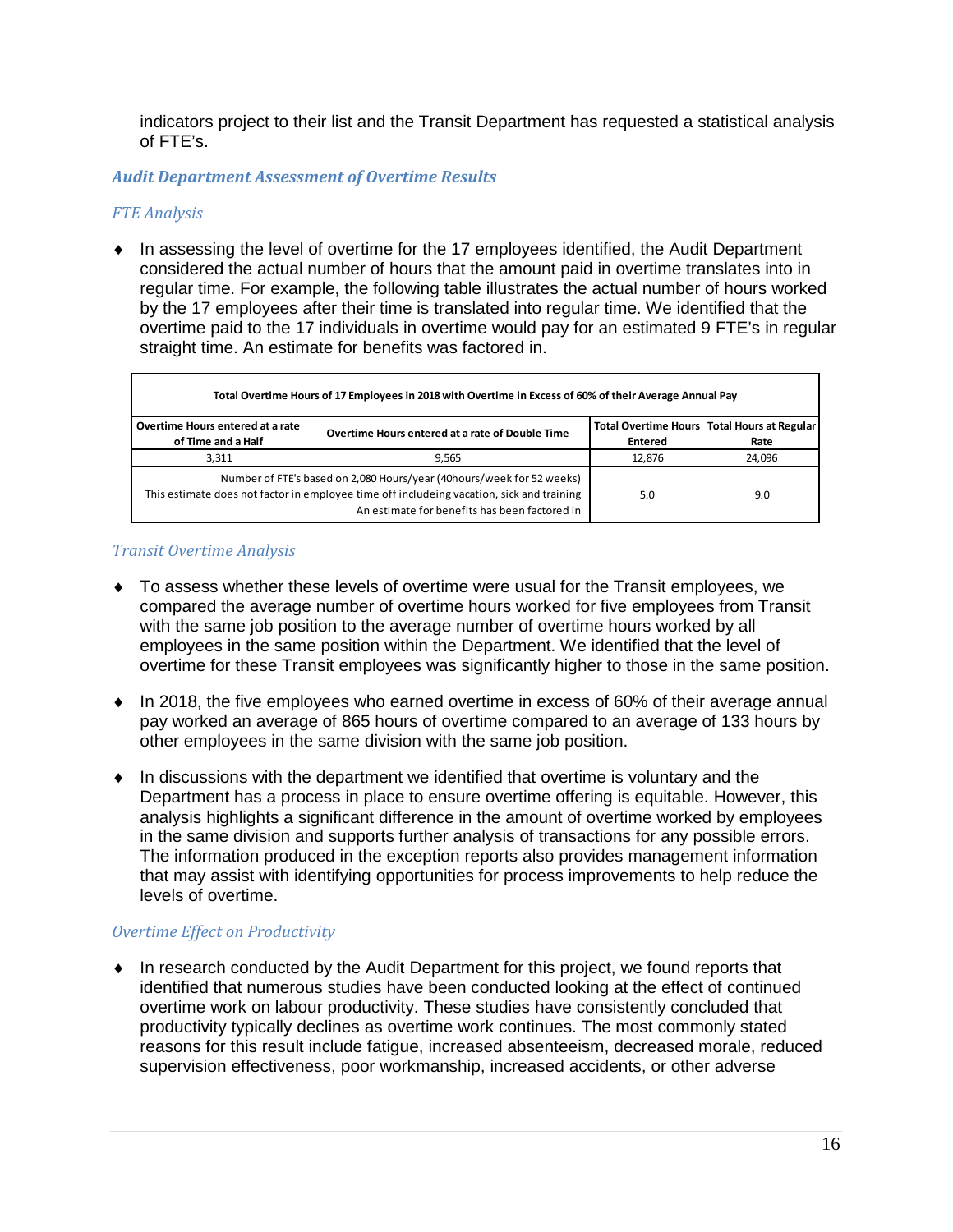indicators project to their list and the Transit Department has requested a statistical analysis of FTE's.

### *Audit Department Assessment of Overtime Results*

#### *FTE Analysis*

- In assessing the level of overtime for the 17 employees identified, the Audit Department considered the actual number of hours that the amount paid in overtime translates into in regular time. For example, the following table illustrates the actual number of hours worked by the 17 employees after their time is translated into regular time. We identified that the overtime paid to the 17 individuals in overtime would pay for an estimated 9 FTE's in regular straight time. An estimate for benefits was factored in.

| Total Overtime Hours of 17 Employees in 2018 with Overtime in Excess of 60% of their Average Annual Pay | | | |
|---|---|---|---|
| Overtime Hours entered at a rate of Time and a Half | Overtime Hours entered at a rate of Double Time | Total Overtime Hours Entered | Total Hours at Regular Rate |
| 3,311 | 9,565 | 12,876 | 24,096 |
| Number of FTE's based on 2,080 Hours/year (40hours/week for 52 weeks)<br>This estimate does not factor in employee time off includeing vacation, sick and training<br>An estimate for benefits has been factored in | | 5.0 | 9.0 |

#### *Transit Overtime Analysis*

- To assess whether these levels of overtime were usual for the Transit employees, we compared the average number of overtime hours worked for five employees from Transit with the same job position to the average number of overtime hours worked by all employees in the same position within the Department. We identified that the level of overtime for these Transit employees was significantly higher to those in the same position.

- In 2018, the five employees who earned overtime in excess of 60% of their average annual pay worked an average of 865 hours of overtime compared to an average of 133 hours by other employees in the same division with the same job position.

- In discussions with the department we identified that overtime is voluntary and the Department has a process in place to ensure overtime offering is equitable. However, this analysis highlights a significant difference in the amount of overtime worked by employees in the same division and supports further analysis of transactions for any possible errors. The information produced in the exception reports also provides management information that may assist with identifying opportunities for process improvements to help reduce the levels of overtime.

#### *Overtime Effect on Productivity*

- In research conducted by the Audit Department for this project, we found reports that identified that numerous studies have been conducted looking at the effect of continued overtime work on labour productivity. These studies have consistently concluded that productivity typically declines as overtime work continues. The most commonly stated reasons for this result include fatigue, increased absenteeism, decreased morale, reduced supervision effectiveness, poor workmanship, increased accidents, or other adverse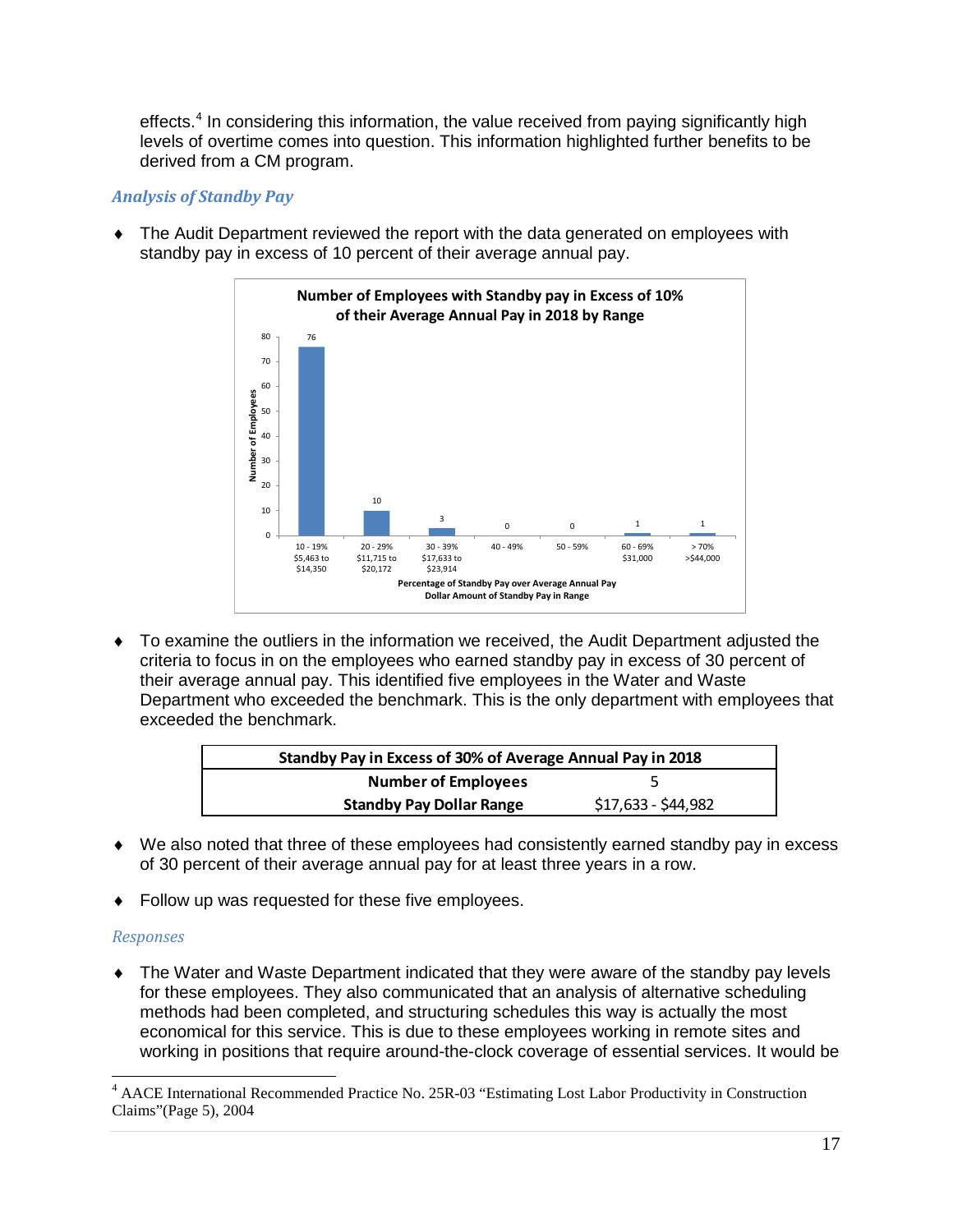effects.[4] In considering this information, the value received from paying significantly high levels of overtime comes into question. This information highlighted further benefits to be derived from a CM program.

### *Analysis of Standby Pay*

- The Audit Department reviewed the report with the data generated on employees with standby pay in excess of 10 percent of their average annual pay.

**Number of Employees with Standby pay in Excess of 10% of their Average Annual Pay in 2018 by Range**

| Percentage of Standby Pay over Average Annual Pay | Dollar Amount of Standby Pay in Range | Number of Employees |
|---|---|---|
| 10 - 19% | $5,463 to $14,350 | 76 |
| 20 - 29% | $11,715 to $20,172 | 10 |
| 30 - 39% | $17,633 to $23,914 | 3 |
| 40 - 49% | | 0 |
| 50 - 59% | | 0 |
| 60 - 69% | $31,000 | 1 |
| > 70% | >$44,000 | 1 |

- To examine the outliers in the information we received, the Audit Department adjusted the criteria to focus in on the employees who earned standby pay in excess of 30 percent of their average annual pay. This identified five employees in the Water and Waste Department who exceeded the benchmark. This is the only department with employees that exceeded the benchmark.

| Standby Pay in Excess of 30% of Average Annual Pay in 2018 | |
|---|---|
| **Number of Employees** | 5 |
| **Standby Pay Dollar Range** | $17,633 - $44,982 |

- We also noted that three of these employees had consistently earned standby pay in excess of 30 percent of their average annual pay for at least three years in a row.

- Follow up was requested for these five employees.

### *Responses*

- The Water and Waste Department indicated that they were aware of the standby pay levels for these employees. They also communicated that an analysis of alternative scheduling methods had been completed, and structuring schedules this way is actually the most economical for this service. This is due to these employees working in remote sites and working in positions that require around-the-clock coverage of essential services. It would be

---

[4] AACE International Recommended Practice No. 25R-03 "Estimating Lost Labor Productivity in Construction Claims"(Page 5), 2004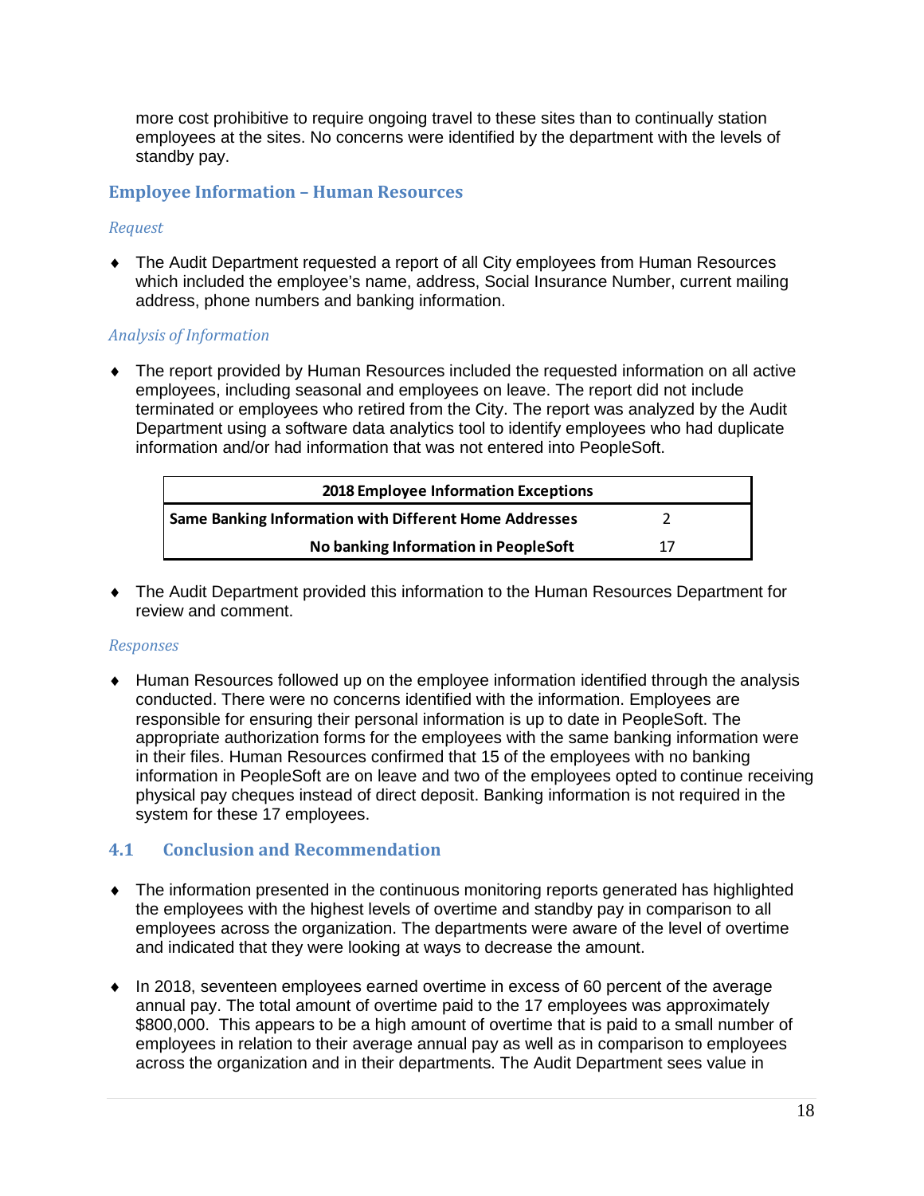more cost prohibitive to require ongoing travel to these sites than to continually station employees at the sites. No concerns were identified by the department with the levels of standby pay.

### Employee Information – Human Resources

*Request*

- The Audit Department requested a report of all City employees from Human Resources which included the employee's name, address, Social Insurance Number, current mailing address, phone numbers and banking information.

*Analysis of Information*

- The report provided by Human Resources included the requested information on all active employees, including seasonal and employees on leave. The report did not include terminated or employees who retired from the City. The report was analyzed by the Audit Department using a software data analytics tool to identify employees who had duplicate information and/or had information that was not entered into PeopleSoft.

| 2018 Employee Information Exceptions | |
|---|---|
| **Same Banking Information with Different Home Addresses** | 2 |
| **No banking Information in PeopleSoft** | 17 |

- The Audit Department provided this information to the Human Resources Department for review and comment.

*Responses*

- Human Resources followed up on the employee information identified through the analysis conducted. There were no concerns identified with the information. Employees are responsible for ensuring their personal information is up to date in PeopleSoft. The appropriate authorization forms for the employees with the same banking information were in their files. Human Resources confirmed that 15 of the employees with no banking information in PeopleSoft are on leave and two of the employees opted to continue receiving physical pay cheques instead of direct deposit. Banking information is not required in the system for these 17 employees.

## 4.1 Conclusion and Recommendation

- The information presented in the continuous monitoring reports generated has highlighted the employees with the highest levels of overtime and standby pay in comparison to all employees across the organization. The departments were aware of the level of overtime and indicated that they were looking at ways to decrease the amount.

- In 2018, seventeen employees earned overtime in excess of 60 percent of the average annual pay. The total amount of overtime paid to the 17 employees was approximately $800,000. This appears to be a high amount of overtime that is paid to a small number of employees in relation to their average annual pay as well as in comparison to employees across the organization and in their departments. The Audit Department sees value in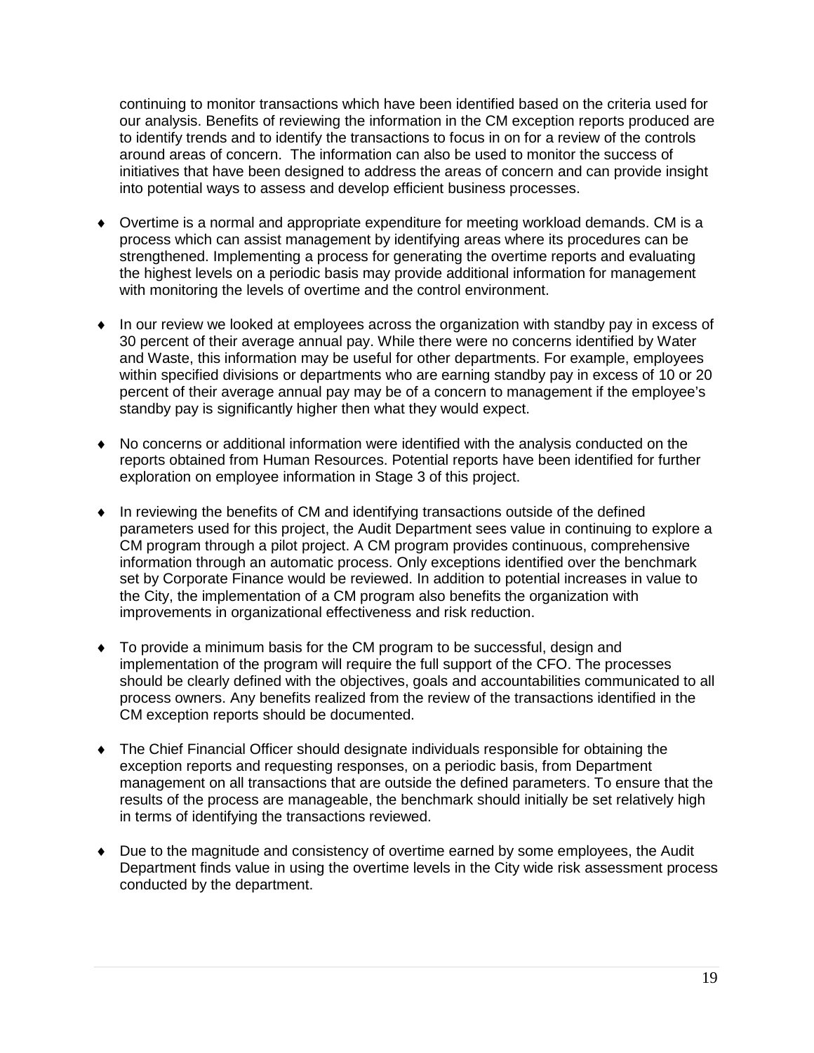continuing to monitor transactions which have been identified based on the criteria used for our analysis. Benefits of reviewing the information in the CM exception reports produced are to identify trends and to identify the transactions to focus in on for a review of the controls around areas of concern. The information can also be used to monitor the success of initiatives that have been designed to address the areas of concern and can provide insight into potential ways to assess and develop efficient business processes.

- Overtime is a normal and appropriate expenditure for meeting workload demands. CM is a process which can assist management by identifying areas where its procedures can be strengthened. Implementing a process for generating the overtime reports and evaluating the highest levels on a periodic basis may provide additional information for management with monitoring the levels of overtime and the control environment.

- In our review we looked at employees across the organization with standby pay in excess of 30 percent of their average annual pay. While there were no concerns identified by Water and Waste, this information may be useful for other departments. For example, employees within specified divisions or departments who are earning standby pay in excess of 10 or 20 percent of their average annual pay may be of a concern to management if the employee's standby pay is significantly higher then what they would expect.

- No concerns or additional information were identified with the analysis conducted on the reports obtained from Human Resources. Potential reports have been identified for further exploration on employee information in Stage 3 of this project.

- In reviewing the benefits of CM and identifying transactions outside of the defined parameters used for this project, the Audit Department sees value in continuing to explore a CM program through a pilot project. A CM program provides continuous, comprehensive information through an automatic process. Only exceptions identified over the benchmark set by Corporate Finance would be reviewed. In addition to potential increases in value to the City, the implementation of a CM program also benefits the organization with improvements in organizational effectiveness and risk reduction.

- To provide a minimum basis for the CM program to be successful, design and implementation of the program will require the full support of the CFO. The processes should be clearly defined with the objectives, goals and accountabilities communicated to all process owners. Any benefits realized from the review of the transactions identified in the CM exception reports should be documented.

- The Chief Financial Officer should designate individuals responsible for obtaining the exception reports and requesting responses, on a periodic basis, from Department management on all transactions that are outside the defined parameters. To ensure that the results of the process are manageable, the benchmark should initially be set relatively high in terms of identifying the transactions reviewed.

- Due to the magnitude and consistency of overtime earned by some employees, the Audit Department finds value in using the overtime levels in the City wide risk assessment process conducted by the department.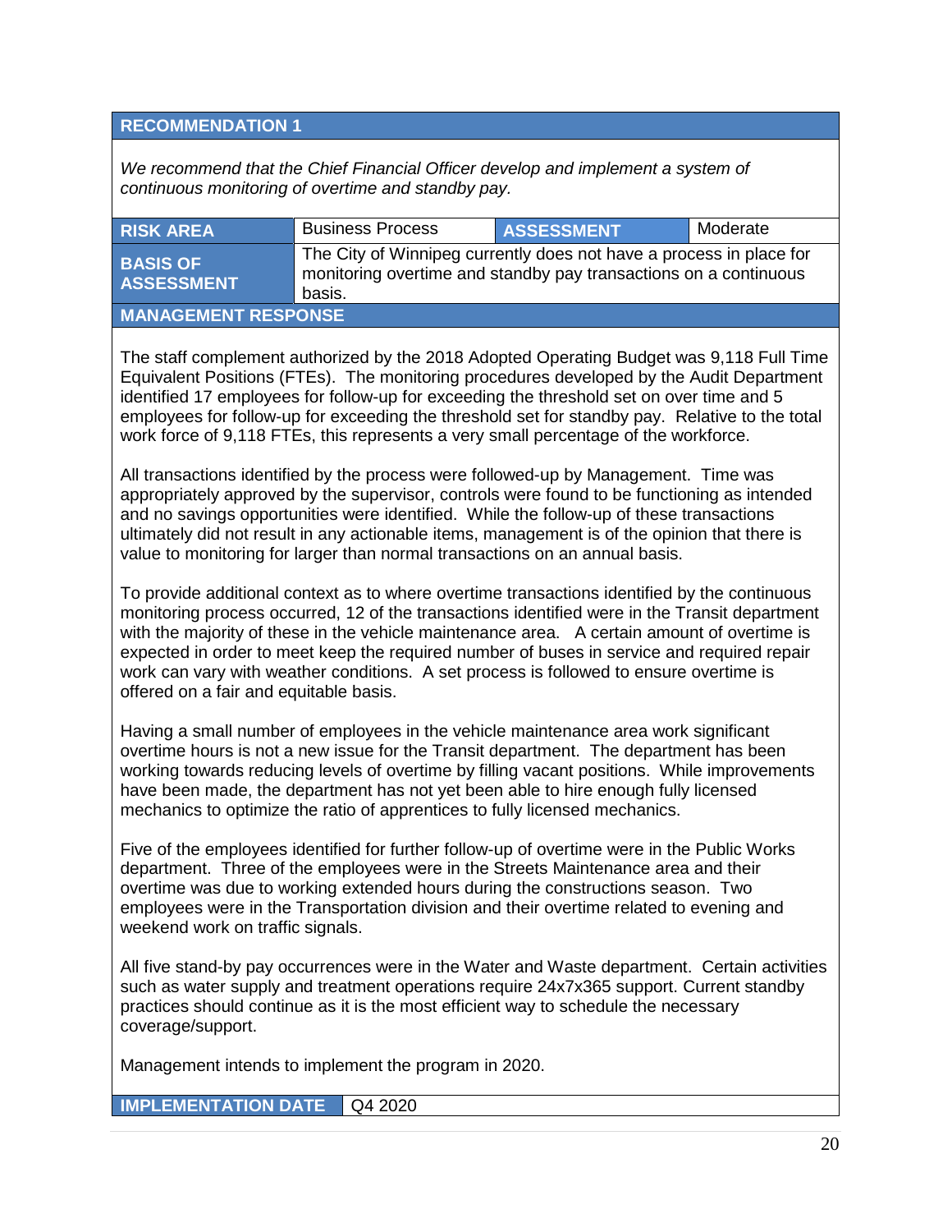## RECOMMENDATION 1

*We recommend that the Chief Financial Officer develop and implement a system of continuous monitoring of overtime and standby pay.*

| RISK AREA | Business Process | ASSESSMENT | Moderate |
|---|---|---|---|
| BASIS OF ASSESSMENT | The City of Winnipeg currently does not have a process in place for monitoring overtime and standby pay transactions on a continuous basis. | | |

**MANAGEMENT RESPONSE**

The staff complement authorized by the 2018 Adopted Operating Budget was 9,118 Full Time Equivalent Positions (FTEs). The monitoring procedures developed by the Audit Department identified 17 employees for follow-up for exceeding the threshold set on over time and 5 employees for follow-up for exceeding the threshold set for standby pay. Relative to the total work force of 9,118 FTEs, this represents a very small percentage of the workforce.

All transactions identified by the process were followed-up by Management. Time was appropriately approved by the supervisor, controls were found to be functioning as intended and no savings opportunities were identified. While the follow-up of these transactions ultimately did not result in any actionable items, management is of the opinion that there is value to monitoring for larger than normal transactions on an annual basis.

To provide additional context as to where overtime transactions identified by the continuous monitoring process occurred, 12 of the transactions identified were in the Transit department with the majority of these in the vehicle maintenance area. A certain amount of overtime is expected in order to meet keep the required number of buses in service and required repair work can vary with weather conditions. A set process is followed to ensure overtime is offered on a fair and equitable basis.

Having a small number of employees in the vehicle maintenance area work significant overtime hours is not a new issue for the Transit department. The department has been working towards reducing levels of overtime by filling vacant positions. While improvements have been made, the department has not yet been able to hire enough fully licensed mechanics to optimize the ratio of apprentices to fully licensed mechanics.

Five of the employees identified for further follow-up of overtime were in the Public Works department. Three of the employees were in the Streets Maintenance area and their overtime was due to working extended hours during the constructions season. Two employees were in the Transportation division and their overtime related to evening and weekend work on traffic signals.

All five stand-by pay occurrences were in the Water and Waste department. Certain activities such as water supply and treatment operations require 24x7x365 support. Current standby practices should continue as it is the most efficient way to schedule the necessary coverage/support.

Management intends to implement the program in 2020.

| IMPLEMENTATION DATE | Q4 2020 |
|---|---|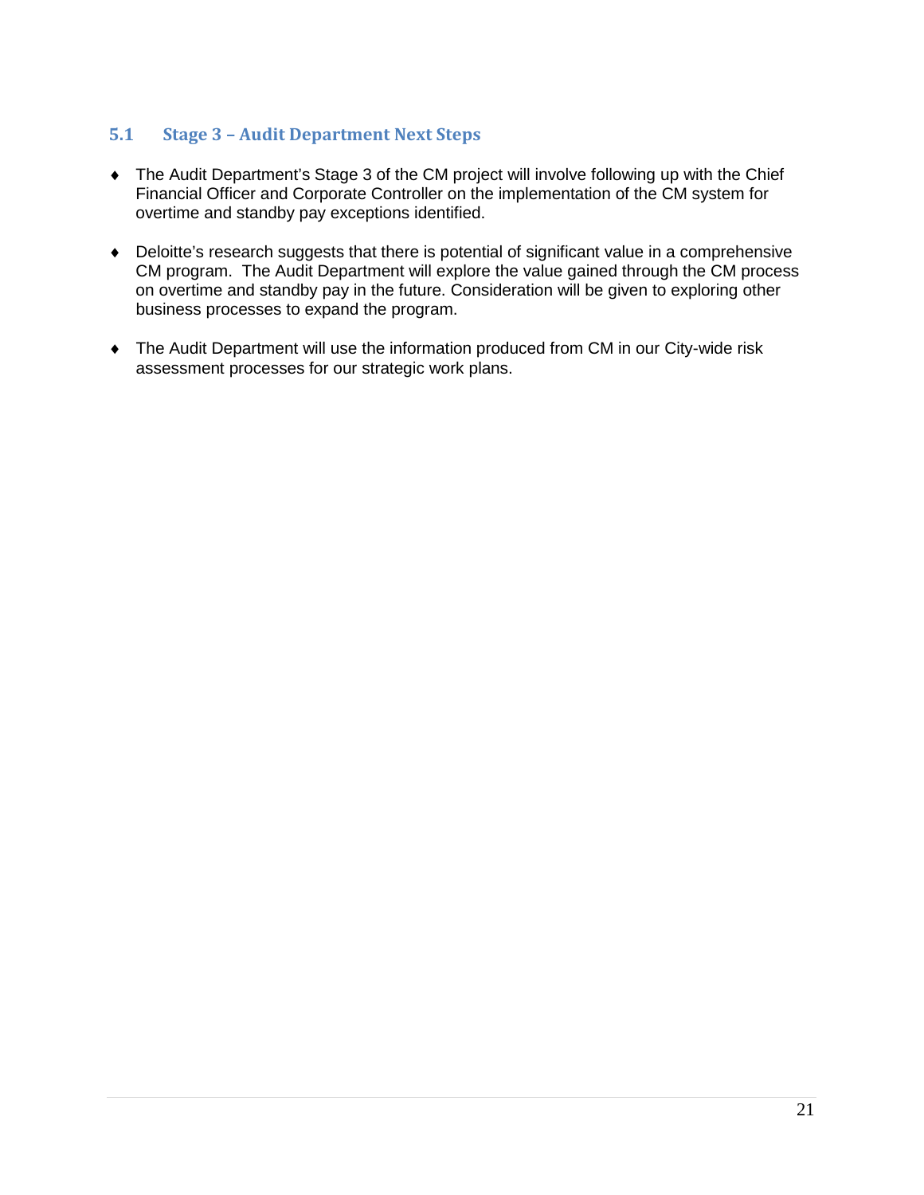## 5.1 Stage 3 – Audit Department Next Steps

- The Audit Department's Stage 3 of the CM project will involve following up with the Chief Financial Officer and Corporate Controller on the implementation of the CM system for overtime and standby pay exceptions identified.

- Deloitte's research suggests that there is potential of significant value in a comprehensive CM program. The Audit Department will explore the value gained through the CM process on overtime and standby pay in the future. Consideration will be given to exploring other business processes to expand the program.

- The Audit Department will use the information produced from CM in our City-wide risk assessment processes for our strategic work plans.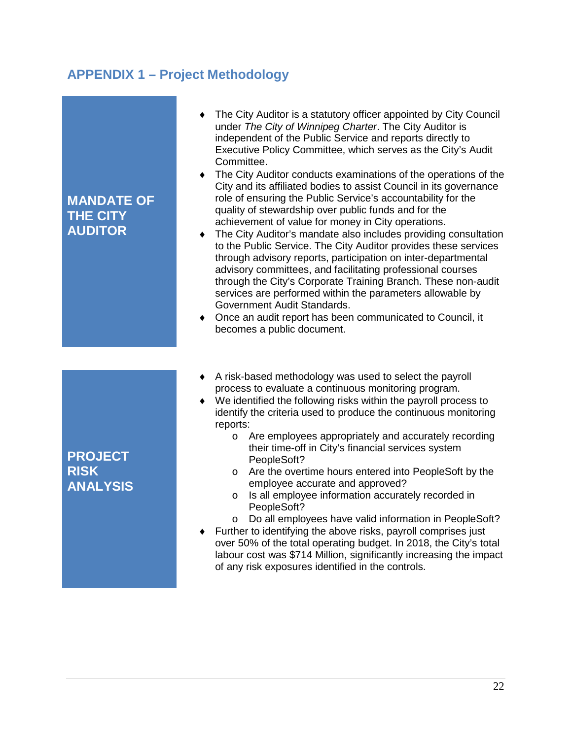## APPENDIX 1 – Project Methodology

### MANDATE OF THE CITY AUDITOR

- The City Auditor is a statutory officer appointed by City Council under *The City of Winnipeg Charter*. The City Auditor is independent of the Public Service and reports directly to Executive Policy Committee, which serves as the City's Audit Committee.
- The City Auditor conducts examinations of the operations of the City and its affiliated bodies to assist Council in its governance role of ensuring the Public Service's accountability for the quality of stewardship over public funds and for the achievement of value for money in City operations.
- The City Auditor's mandate also includes providing consultation to the Public Service. The City Auditor provides these services through advisory reports, participation on inter-departmental advisory committees, and facilitating professional courses through the City's Corporate Training Branch. These non-audit services are performed within the parameters allowable by Government Audit Standards.
- Once an audit report has been communicated to Council, it becomes a public document.

### PROJECT RISK ANALYSIS

- A risk-based methodology was used to select the payroll process to evaluate a continuous monitoring program.
- We identified the following risks within the payroll process to identify the criteria used to produce the continuous monitoring reports:
  - Are employees appropriately and accurately recording their time-off in City's financial services system PeopleSoft?
  - Are the overtime hours entered into PeopleSoft by the employee accurate and approved?
  - Is all employee information accurately recorded in PeopleSoft?
  - Do all employees have valid information in PeopleSoft?
- Further to identifying the above risks, payroll comprises just over 50% of the total operating budget. In 2018, the City's total labour cost was $714 Million, significantly increasing the impact of any risk exposures identified in the controls.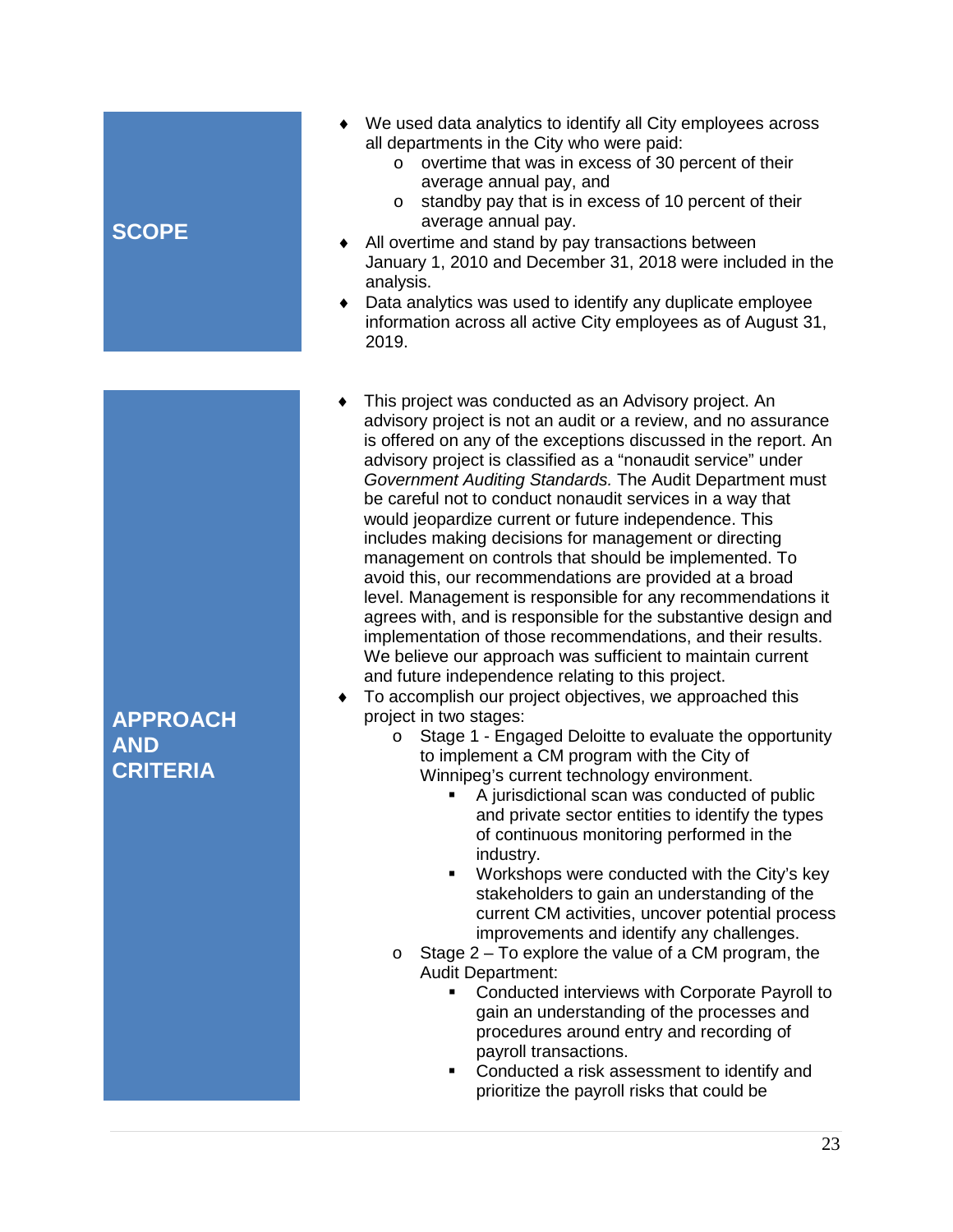## SCOPE

- We used data analytics to identify all City employees across all departments in the City who were paid:
  - overtime that was in excess of 30 percent of their average annual pay, and
  - standby pay that is in excess of 10 percent of their average annual pay.
- All overtime and stand by pay transactions between January 1, 2010 and December 31, 2018 were included in the analysis.
- Data analytics was used to identify any duplicate employee information across all active City employees as of August 31, 2019.

## APPROACH AND CRITERIA

- This project was conducted as an Advisory project. An advisory project is not an audit or a review, and no assurance is offered on any of the exceptions discussed in the report. An advisory project is classified as a "nonaudit service" under *Government Auditing Standards.* The Audit Department must be careful not to conduct nonaudit services in a way that would jeopardize current or future independence. This includes making decisions for management or directing management on controls that should be implemented. To avoid this, our recommendations are provided at a broad level. Management is responsible for any recommendations it agrees with, and is responsible for the substantive design and implementation of those recommendations, and their results. We believe our approach was sufficient to maintain current and future independence relating to this project.
- To accomplish our project objectives, we approached this project in two stages:
  - Stage 1 - Engaged Deloitte to evaluate the opportunity to implement a CM program with the City of Winnipeg's current technology environment.
    - A jurisdictional scan was conducted of public and private sector entities to identify the types of continuous monitoring performed in the industry.
    - Workshops were conducted with the City's key stakeholders to gain an understanding of the current CM activities, uncover potential process improvements and identify any challenges.
  - Stage 2 – To explore the value of a CM program, the Audit Department:
    - Conducted interviews with Corporate Payroll to gain an understanding of the processes and procedures around entry and recording of payroll transactions.
    - Conducted a risk assessment to identify and prioritize the payroll risks that could be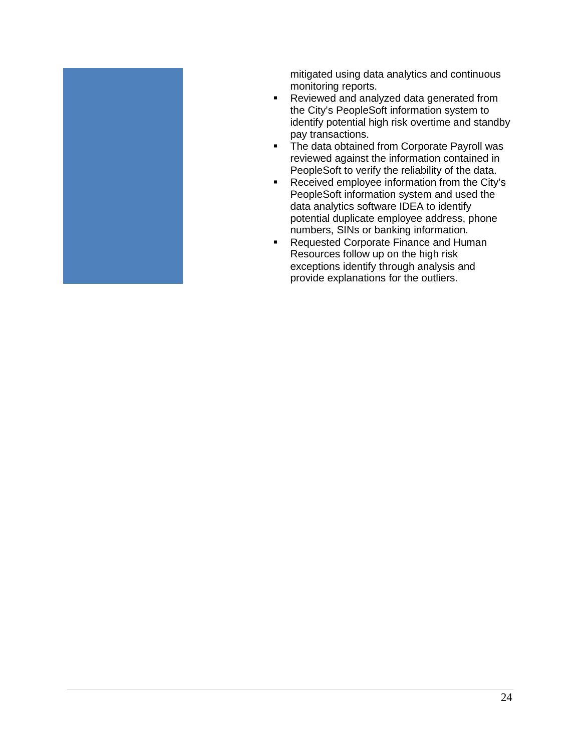mitigated using data analytics and continuous monitoring reports.

- Reviewed and analyzed data generated from the City's PeopleSoft information system to identify potential high risk overtime and standby pay transactions.
- The data obtained from Corporate Payroll was reviewed against the information contained in PeopleSoft to verify the reliability of the data.
- Received employee information from the City's PeopleSoft information system and used the data analytics software IDEA to identify potential duplicate employee address, phone numbers, SINs or banking information.
- Requested Corporate Finance and Human Resources follow up on the high risk exceptions identify through analysis and provide explanations for the outliers.